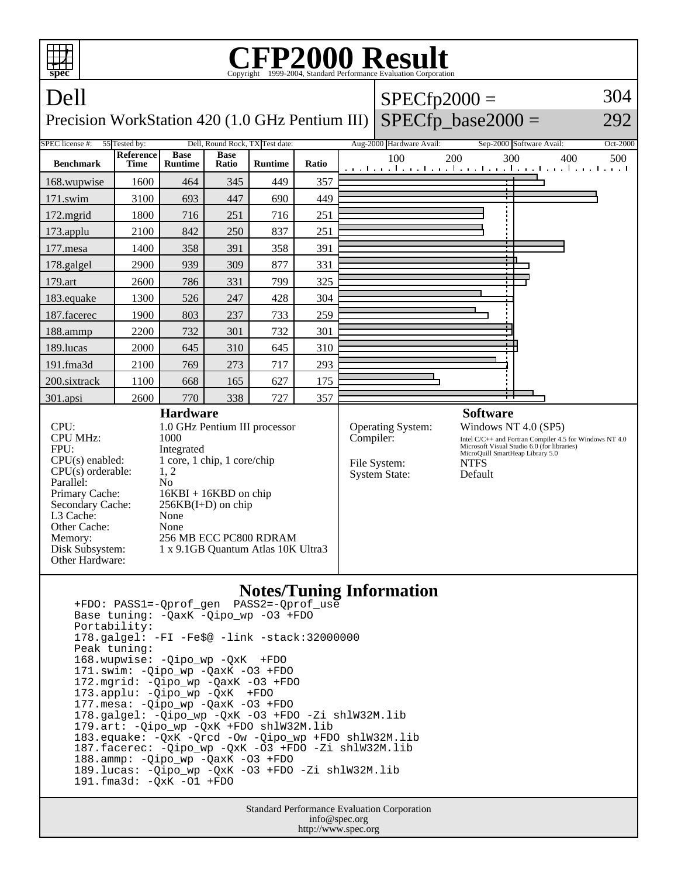# CFP2000 Result

Copyright 1999-2004, Standard Performance Evaluation Corporation

## Dell

Precision WorkStation 420 (1.0 GHz Pentium III)

SPECfp2000 = 304

SPECfp_base2000 = 292

| SPEC license #: | 55 | Tested by: | Dell, Round Rock, TX | Test date: | Aug-2000 | Hardware Avail: | Sep-2000 | Software Avail: | Oct-2000 |
|---|---|---|---|---|---|---|---|---|---|

| Benchmark | Reference Time | Base Runtime | Base Ratio | Runtime | Ratio |
|---|---|---|---|---|---|
| 168.wupwise | 1600 | 464 | 345 | 449 | 357 |
| 171.swim | 3100 | 693 | 447 | 690 | 449 |
| 172.mgrid | 1800 | 716 | 251 | 716 | 251 |
| 173.applu | 2100 | 842 | 250 | 837 | 251 |
| 177.mesa | 1400 | 358 | 391 | 358 | 391 |
| 178.galgel | 2900 | 939 | 309 | 877 | 331 |
| 179.art | 2600 | 786 | 331 | 799 | 325 |
| 183.equake | 1300 | 526 | 247 | 428 | 304 |
| 187.facerec | 1900 | 803 | 237 | 733 | 259 |
| 188.ammp | 2200 | 732 | 301 | 732 | 301 |
| 189.lucas | 2000 | 645 | 310 | 645 | 310 |
| 191.fma3d | 2100 | 769 | 273 | 717 | 293 |
| 200.sixtrack | 1100 | 668 | 165 | 627 | 175 |
| 301.apsi | 2600 | 770 | 338 | 727 | 357 |

100 200 300 400 500

### Hardware

| | |
|---|---|
| CPU: | 1.0 GHz Pentium III processor |
| CPU MHz: | 1000 |
| FPU: | Integrated |
| CPU(s) enabled: | 1 core, 1 chip, 1 core/chip |
| CPU(s) orderable: | 1, 2 |
| Parallel: | No |
| Primary Cache: | 16KBI + 16KBD on chip |
| Secondary Cache: | 256KB(I+D) on chip |
| L3 Cache: | None |
| Other Cache: | None |
| Memory: | 256 MB ECC PC800 RDRAM |
| Disk Subsystem: | 1 x 9.1GB Quantum Atlas 10K Ultra3 |
| Other Hardware: | |

### Software

| | |
|---|---|
| Operating System: | Windows NT 4.0 (SP5) |
| Compiler: | Intel C/C++ and Fortran Compiler 4.5 for Windows NT 4.0<br>Microsoft Visual Studio 6.0 (for libraries)<br>MicroQuill SmartHeap Library 5.0 |
| File System: | NTFS |
| System State: | Default |

### Notes/Tuning Information

```
+FDO: PASS1=-Qprof_gen  PASS2=-Qprof_use
Base tuning: -QaxK -Qipo_wp -O3 +FDO
Portability:
178.galgel: -FI -Fe$@ -link -stack:32000000
Peak tuning:
168.wupwise: -Qipo_wp -QxK  +FDO
171.swim: -Qipo_wp -QaxK -O3 +FDO
172.mgrid: -Qipo_wp -QaxK -O3 +FDO
173.applu: -Qipo_wp -QxK  +FDO
177.mesa: -Qipo_wp -QaxK -O3 +FDO
178.galgel: -Qipo_wp -QxK -O3 +FDO -Zi shlW32M.lib
179.art: -Qipo_wp -QxK +FDO shlW32M.lib
183.equake: -QxK -Qrcd -Ow -Qipo_wp +FDO shlW32M.lib
187.facerec: -Qipo_wp -QxK -O3 +FDO -Zi shlW32M.lib
188.ammp: -Qipo_wp -QaxK -O3 +FDO
189.lucas: -Qipo_wp -QxK -O3 +FDO -Zi shlW32M.lib
191.fma3d: -QxK -O1 +FDO
```

Standard Performance Evaluation Corporation
info@spec.org
http://www.spec.org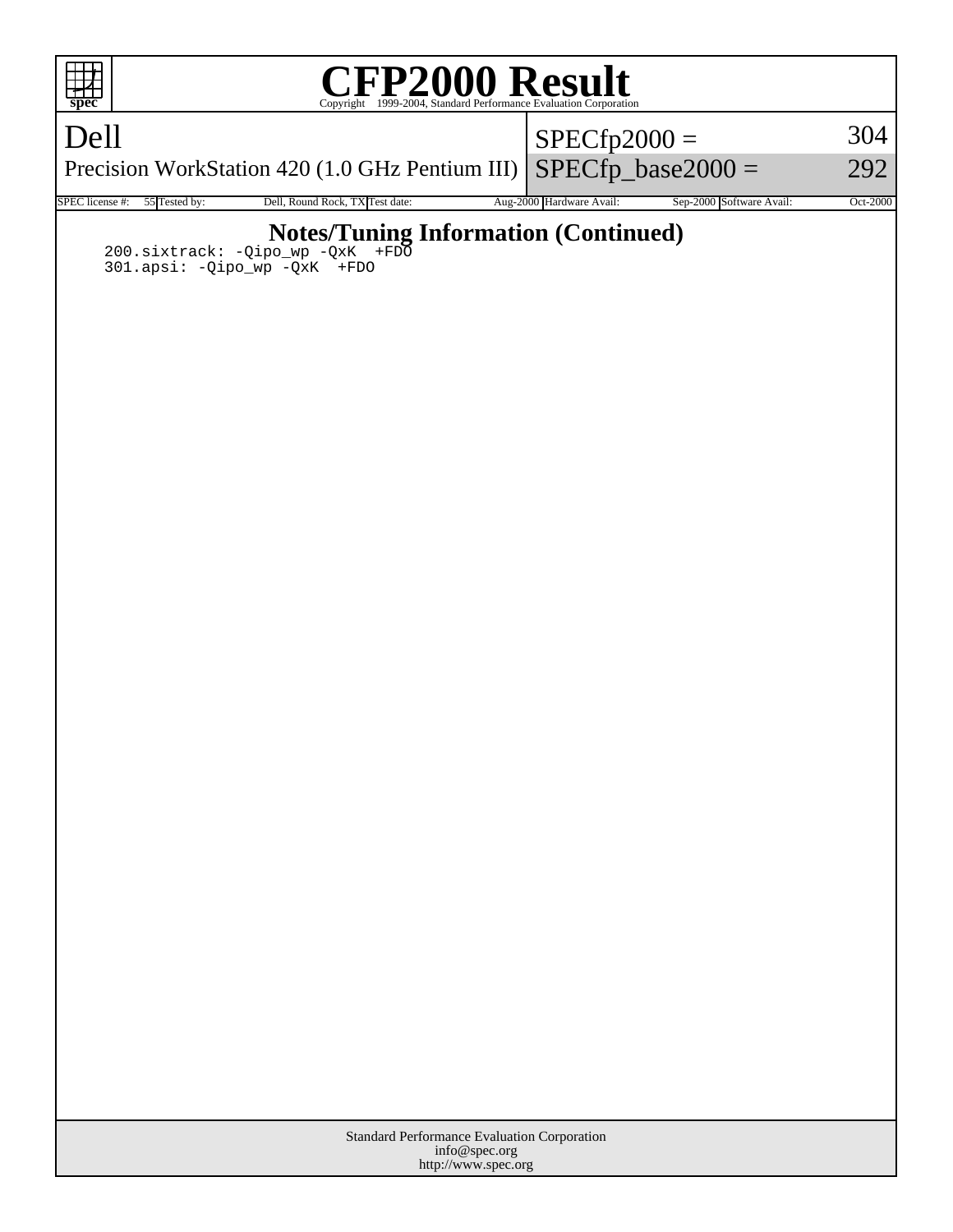# CFP2000 Result

Copyright 1999-2004, Standard Performance Evaluation Corporation

Dell

Precision WorkStation 420 (1.0 GHz Pentium III)

SPECfp2000 = 304

SPECfp_base2000 = 292

| | | | | | | | | | |
|---|---|---|---|---|---|---|---|---|---|
| SPEC license #: | 55 | Tested by: | Dell, Round Rock, TX | Test date: | Aug-2000 | Hardware Avail: | Sep-2000 | Software Avail: | Oct-2000 |

## Notes/Tuning Information (Continued)

```
200.sixtrack: -Qipo_wp -QxK  +FDO
301.apsi: -Qipo_wp -QxK  +FDO
```

Standard Performance Evaluation Corporation
info@spec.org
http://www.spec.org